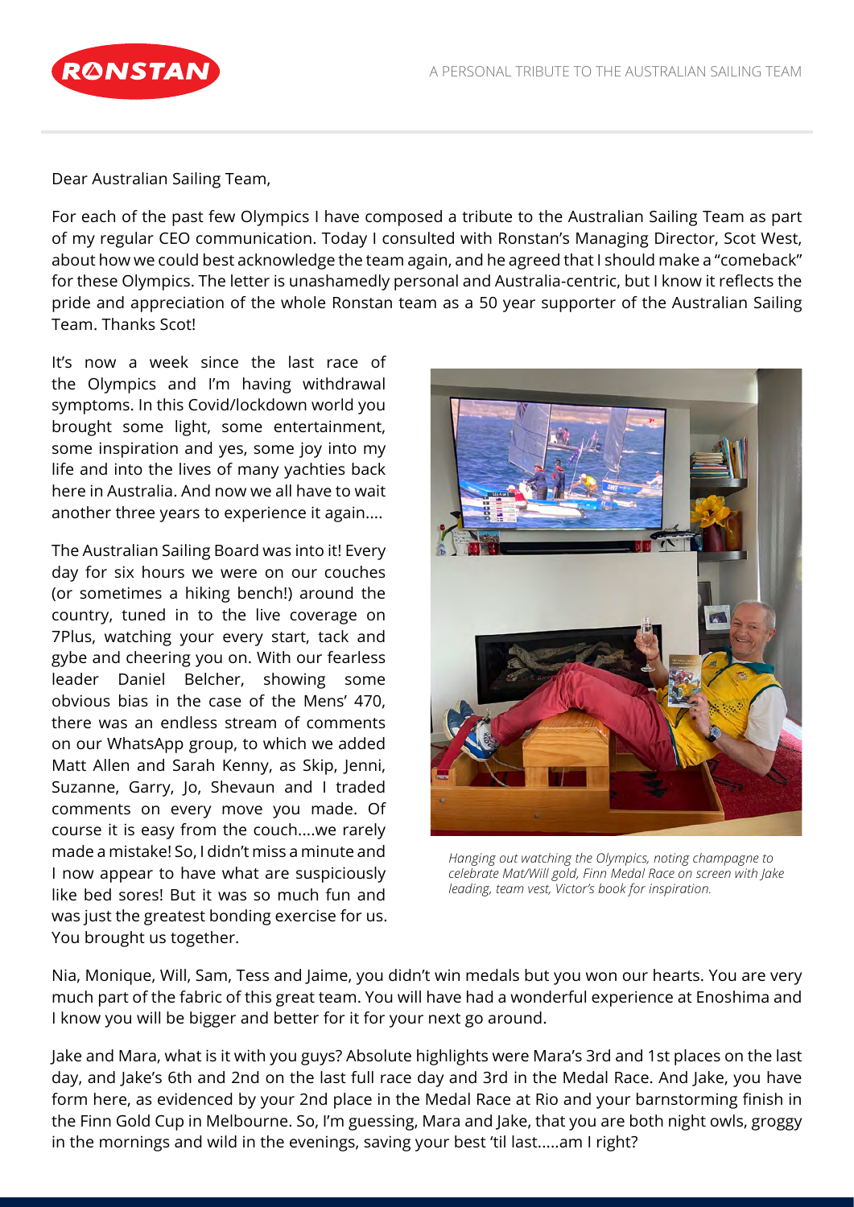Dear Australian Sailing Team,

For each of the past few Olympics I have composed a tribute to the Australian Sailing Team as part of my regular CEO communication. Today I consulted with Ronstan's Managing Director, Scot West, about how we could best acknowledge the team again, and he agreed that I should make a "comeback" for these Olympics. The letter is unashamedly personal and Australia-centric, but I know it reflects the pride and appreciation of the whole Ronstan team as a 50 year supporter of the Australian Sailing Team. Thanks Scot!

It's now a week since the last race of the Olympics and I'm having withdrawal symptoms. In this Covid/lockdown world you brought some light, some entertainment, some inspiration and yes, some joy into my life and into the lives of many yachties back here in Australia. And now we all have to wait another three years to experience it again....

The Australian Sailing Board was into it! Every day for six hours we were on our couches (or sometimes a hiking bench!) around the country, tuned in to the live coverage on 7Plus, watching your every start, tack and gybe and cheering you on. With our fearless leader Daniel Belcher, showing some obvious bias in the case of the Mens' 470, there was an endless stream of comments on our WhatsApp group, to which we added Matt Allen and Sarah Kenny, as Skip, Jenni, Suzanne, Garry, Jo, Shevaun and I traded comments on every move you made. Of course it is easy from the couch....we rarely made a mistake! So, I didn't miss a minute and I now appear to have what are suspiciously like bed sores! But it was so much fun and was just the greatest bonding exercise for us. You brought us together.

*Hanging out watching the Olympics, noting champagne to celebrate Mat/Will gold, Finn Medal Race on screen with Jake leading, team vest, Victor's book for inspiration.*

Nia, Monique, Will, Sam, Tess and Jaime, you didn't win medals but you won our hearts. You are very much part of the fabric of this great team. You will have had a wonderful experience at Enoshima and I know you will be bigger and better for it for your next go around.

Jake and Mara, what is it with you guys? Absolute highlights were Mara's 3rd and 1st places on the last day, and Jake's 6th and 2nd on the last full race day and 3rd in the Medal Race. And Jake, you have form here, as evidenced by your 2nd place in the Medal Race at Rio and your barnstorming finish in the Finn Gold Cup in Melbourne. So, I'm guessing, Mara and Jake, that you are both night owls, groggy in the mornings and wild in the evenings, saving your best 'til last.....am I right?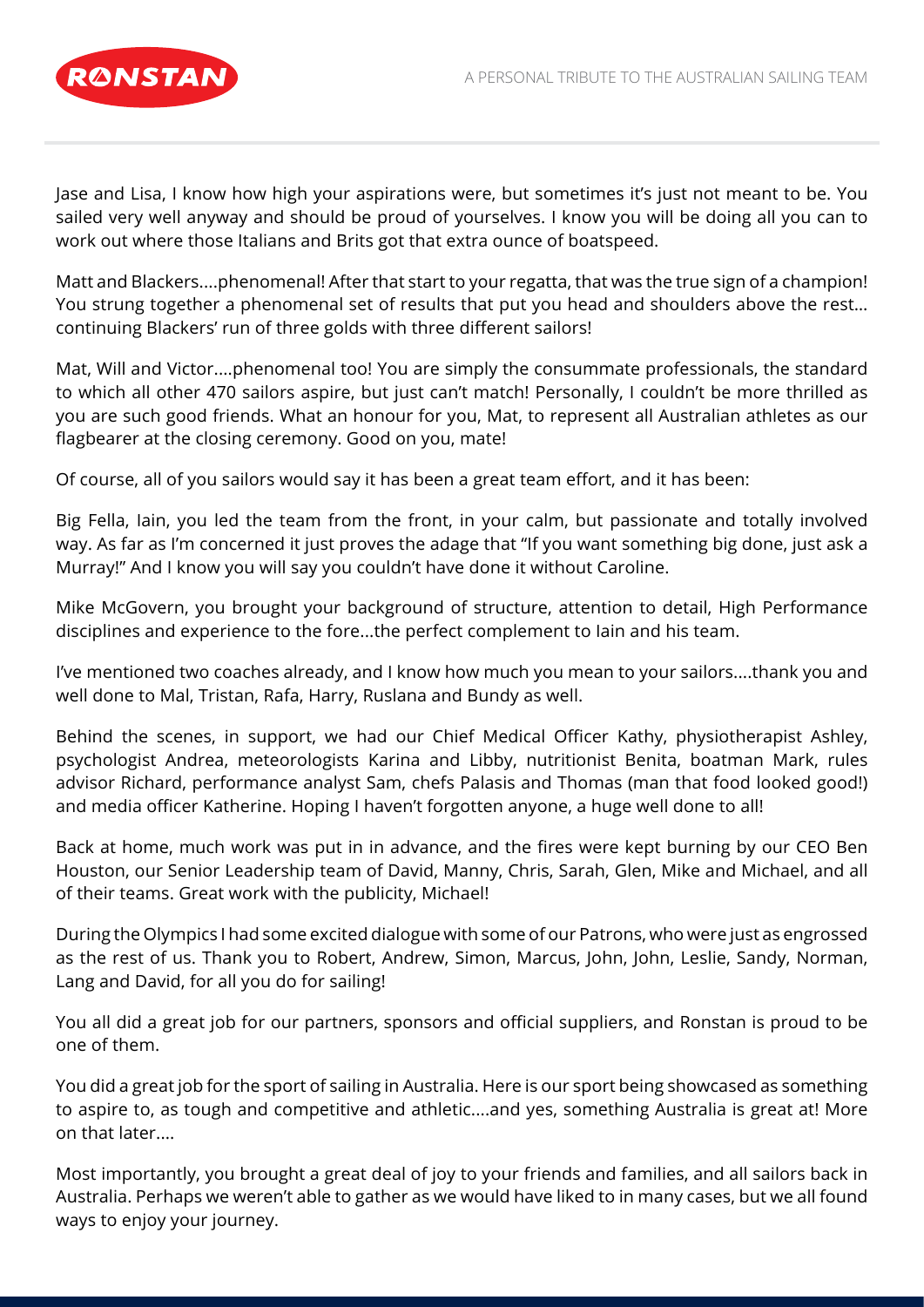Jase and Lisa, I know how high your aspirations were, but sometimes it's just not meant to be. You sailed very well anyway and should be proud of yourselves. I know you will be doing all you can to work out where those Italians and Brits got that extra ounce of boatspeed.

Matt and Blackers....phenomenal! After that start to your regatta, that was the true sign of a champion! You strung together a phenomenal set of results that put you head and shoulders above the rest... continuing Blackers' run of three golds with three different sailors!

Mat, Will and Victor....phenomenal too! You are simply the consummate professionals, the standard to which all other 470 sailors aspire, but just can't match! Personally, I couldn't be more thrilled as you are such good friends. What an honour for you, Mat, to represent all Australian athletes as our flagbearer at the closing ceremony. Good on you, mate!

Of course, all of you sailors would say it has been a great team effort, and it has been:

Big Fella, Iain, you led the team from the front, in your calm, but passionate and totally involved way. As far as I'm concerned it just proves the adage that "If you want something big done, just ask a Murray!" And I know you will say you couldn't have done it without Caroline.

Mike McGovern, you brought your background of structure, attention to detail, High Performance disciplines and experience to the fore...the perfect complement to Iain and his team.

I've mentioned two coaches already, and I know how much you mean to your sailors....thank you and well done to Mal, Tristan, Rafa, Harry, Ruslana and Bundy as well.

Behind the scenes, in support, we had our Chief Medical Officer Kathy, physiotherapist Ashley, psychologist Andrea, meteorologists Karina and Libby, nutritionist Benita, boatman Mark, rules advisor Richard, performance analyst Sam, chefs Palasis and Thomas (man that food looked good!) and media officer Katherine. Hoping I haven't forgotten anyone, a huge well done to all!

Back at home, much work was put in in advance, and the fires were kept burning by our CEO Ben Houston, our Senior Leadership team of David, Manny, Chris, Sarah, Glen, Mike and Michael, and all of their teams. Great work with the publicity, Michael!

During the Olympics I had some excited dialogue with some of our Patrons, who were just as engrossed as the rest of us. Thank you to Robert, Andrew, Simon, Marcus, John, John, Leslie, Sandy, Norman, Lang and David, for all you do for sailing!

You all did a great job for our partners, sponsors and official suppliers, and Ronstan is proud to be one of them.

You did a great job for the sport of sailing in Australia. Here is our sport being showcased as something to aspire to, as tough and competitive and athletic....and yes, something Australia is great at! More on that later....

Most importantly, you brought a great deal of joy to your friends and families, and all sailors back in Australia. Perhaps we weren't able to gather as we would have liked to in many cases, but we all found ways to enjoy your journey.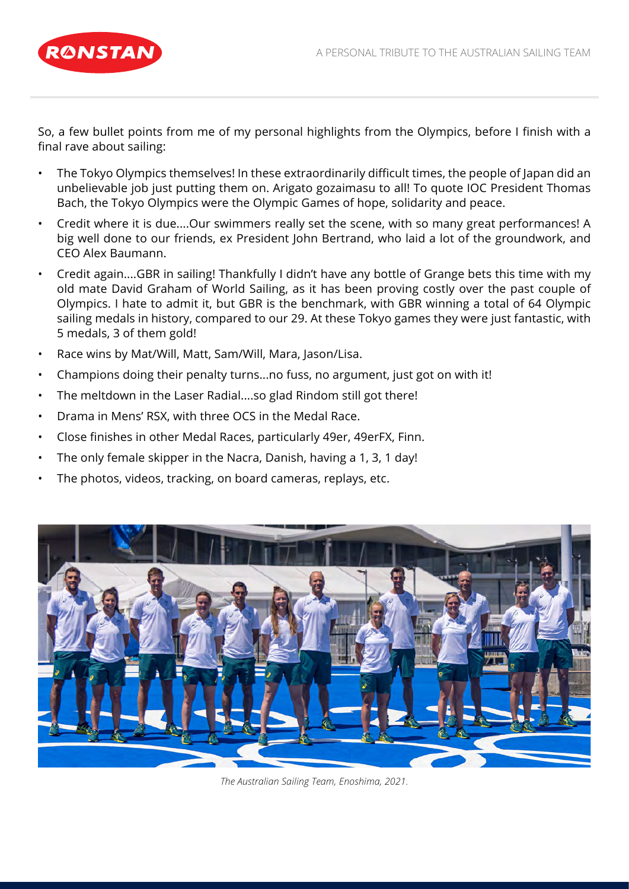So, a few bullet points from me of my personal highlights from the Olympics, before I finish with a final rave about sailing:

- The Tokyo Olympics themselves! In these extraordinarily difficult times, the people of Japan did an unbelievable job just putting them on. Arigato gozaimasu to all! To quote IOC President Thomas Bach, the Tokyo Olympics were the Olympic Games of hope, solidarity and peace.
- Credit where it is due....Our swimmers really set the scene, with so many great performances! A big well done to our friends, ex President John Bertrand, who laid a lot of the groundwork, and CEO Alex Baumann.
- Credit again....GBR in sailing! Thankfully I didn't have any bottle of Grange bets this time with my old mate David Graham of World Sailing, as it has been proving costly over the past couple of Olympics. I hate to admit it, but GBR is the benchmark, with GBR winning a total of 64 Olympic sailing medals in history, compared to our 29. At these Tokyo games they were just fantastic, with 5 medals, 3 of them gold!
- Race wins by Mat/Will, Matt, Sam/Will, Mara, Jason/Lisa.
- Champions doing their penalty turns...no fuss, no argument, just got on with it!
- The meltdown in the Laser Radial....so glad Rindom still got there!
- Drama in Mens' RSX, with three OCS in the Medal Race.
- Close finishes in other Medal Races, particularly 49er, 49erFX, Finn.
- The only female skipper in the Nacra, Danish, having a 1, 3, 1 day!
- The photos, videos, tracking, on board cameras, replays, etc.

*The Australian Sailing Team, Enoshima, 2021.*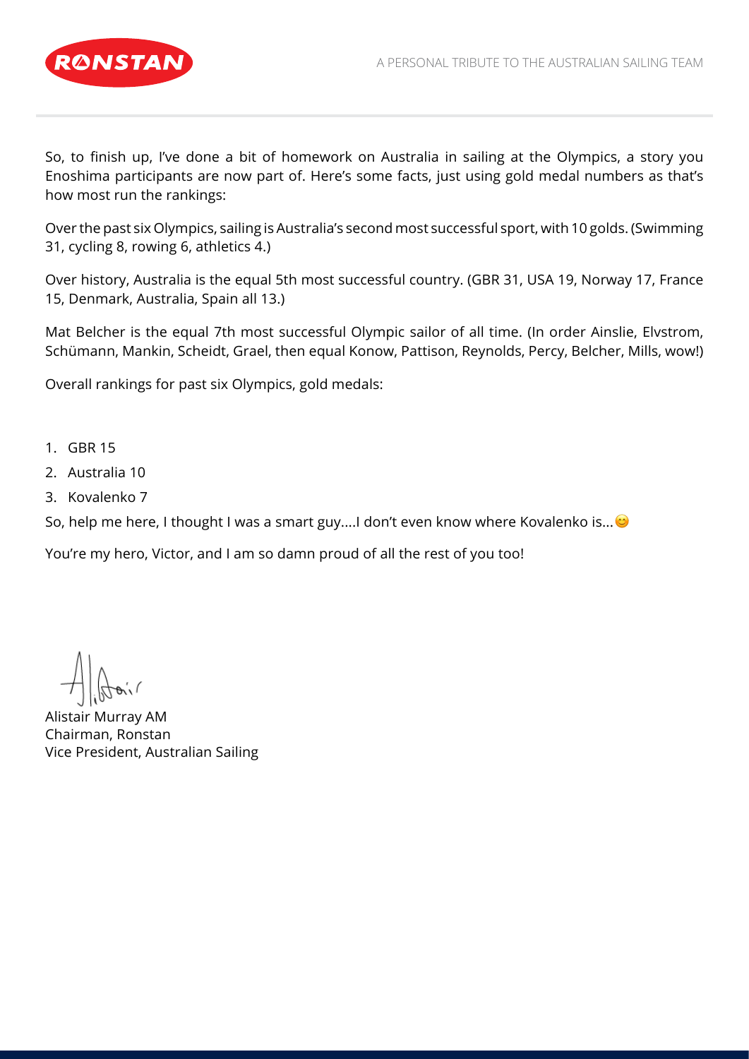So, to finish up, I've done a bit of homework on Australia in sailing at the Olympics, a story you Enoshima participants are now part of. Here's some facts, just using gold medal numbers as that's how most run the rankings:

Over the past six Olympics, sailing is Australia's second most successful sport, with 10 golds. (Swimming 31, cycling 8, rowing 6, athletics 4.)

Over history, Australia is the equal 5th most successful country. (GBR 31, USA 19, Norway 17, France 15, Denmark, Australia, Spain all 13.)

Mat Belcher is the equal 7th most successful Olympic sailor of all time. (In order Ainslie, Elvstrom, Schümann, Mankin, Scheidt, Grael, then equal Konow, Pattison, Reynolds, Percy, Belcher, Mills, wow!)

Overall rankings for past six Olympics, gold medals:

1. GBR 15
2. Australia 10
3. Kovalenko 7

So, help me here, I thought I was a smart guy....I don't even know where Kovalenko is...😊

You're my hero, Victor, and I am so damn proud of all the rest of you too!

Alistair Murray AM
Chairman, Ronstan
Vice President, Australian Sailing